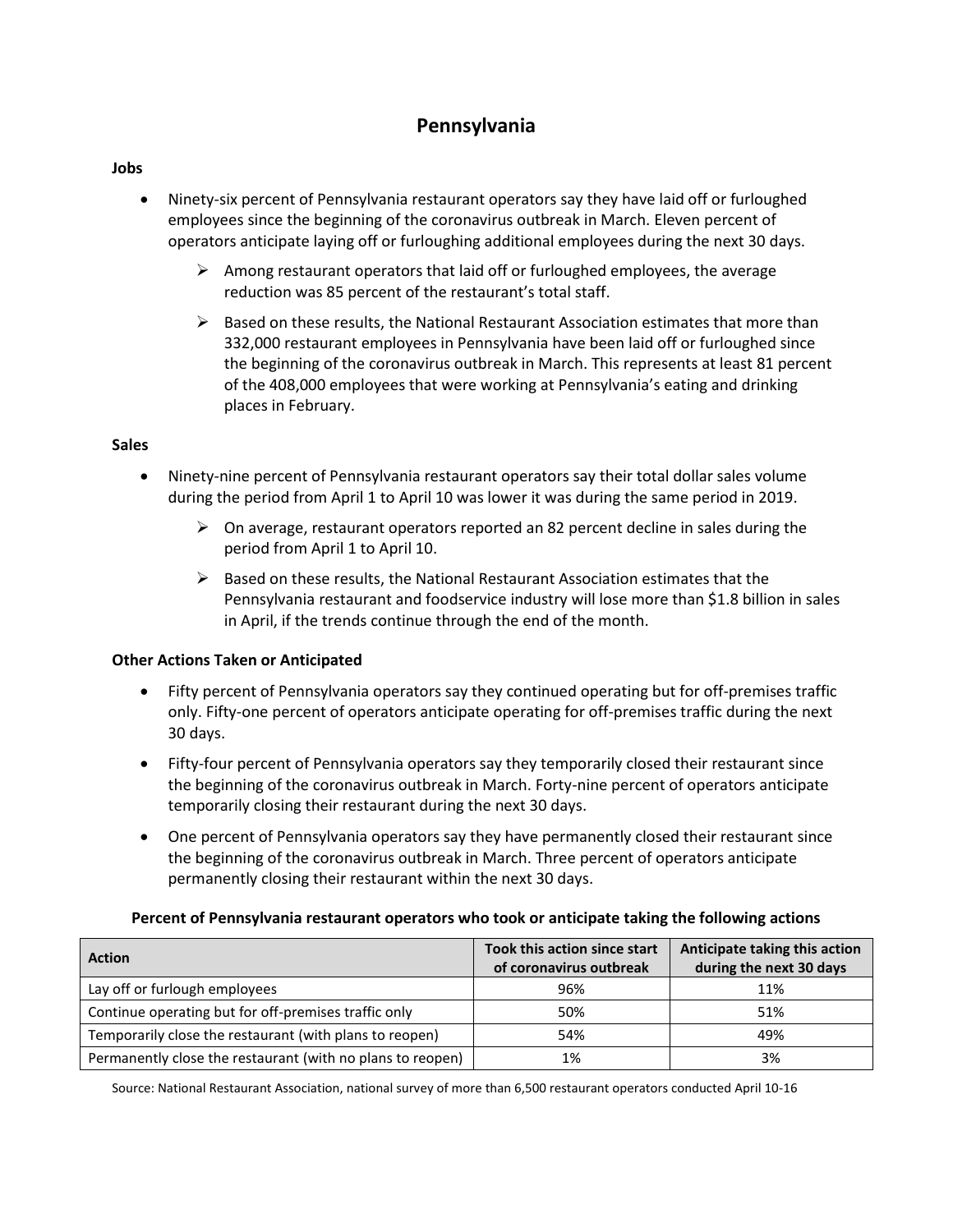# Pennsylvania

### Jobs

- Ninety-six percent of Pennsylvania restaurant operators say they have laid off or furloughed employees since the beginning of the coronavirus outbreak in March. Eleven percent of operators anticipate laying off or furloughing additional employees during the next 30 days.
  - Among restaurant operators that laid off or furloughed employees, the average reduction was 85 percent of the restaurant's total staff.
  - Based on these results, the National Restaurant Association estimates that more than 332,000 restaurant employees in Pennsylvania have been laid off or furloughed since the beginning of the coronavirus outbreak in March. This represents at least 81 percent of the 408,000 employees that were working at Pennsylvania's eating and drinking places in February.

### Sales

- Ninety-nine percent of Pennsylvania restaurant operators say their total dollar sales volume during the period from April 1 to April 10 was lower it was during the same period in 2019.
  - On average, restaurant operators reported an 82 percent decline in sales during the period from April 1 to April 10.
  - Based on these results, the National Restaurant Association estimates that the Pennsylvania restaurant and foodservice industry will lose more than $1.8 billion in sales in April, if the trends continue through the end of the month.

### Other Actions Taken or Anticipated

- Fifty percent of Pennsylvania operators say they continued operating but for off-premises traffic only. Fifty-one percent of operators anticipate operating for off-premises traffic during the next 30 days.
- Fifty-four percent of Pennsylvania operators say they temporarily closed their restaurant since the beginning of the coronavirus outbreak in March. Forty-nine percent of operators anticipate temporarily closing their restaurant during the next 30 days.
- One percent of Pennsylvania operators say they have permanently closed their restaurant since the beginning of the coronavirus outbreak in March. Three percent of operators anticipate permanently closing their restaurant within the next 30 days.

**Percent of Pennsylvania restaurant operators who took or anticipate taking the following actions**

| Action | Took this action since start of coronavirus outbreak | Anticipate taking this action during the next 30 days |
|---|---|---|
| Lay off or furlough employees | 96% | 11% |
| Continue operating but for off-premises traffic only | 50% | 51% |
| Temporarily close the restaurant (with plans to reopen) | 54% | 49% |
| Permanently close the restaurant (with no plans to reopen) | 1% | 3% |

Source: National Restaurant Association, national survey of more than 6,500 restaurant operators conducted April 10-16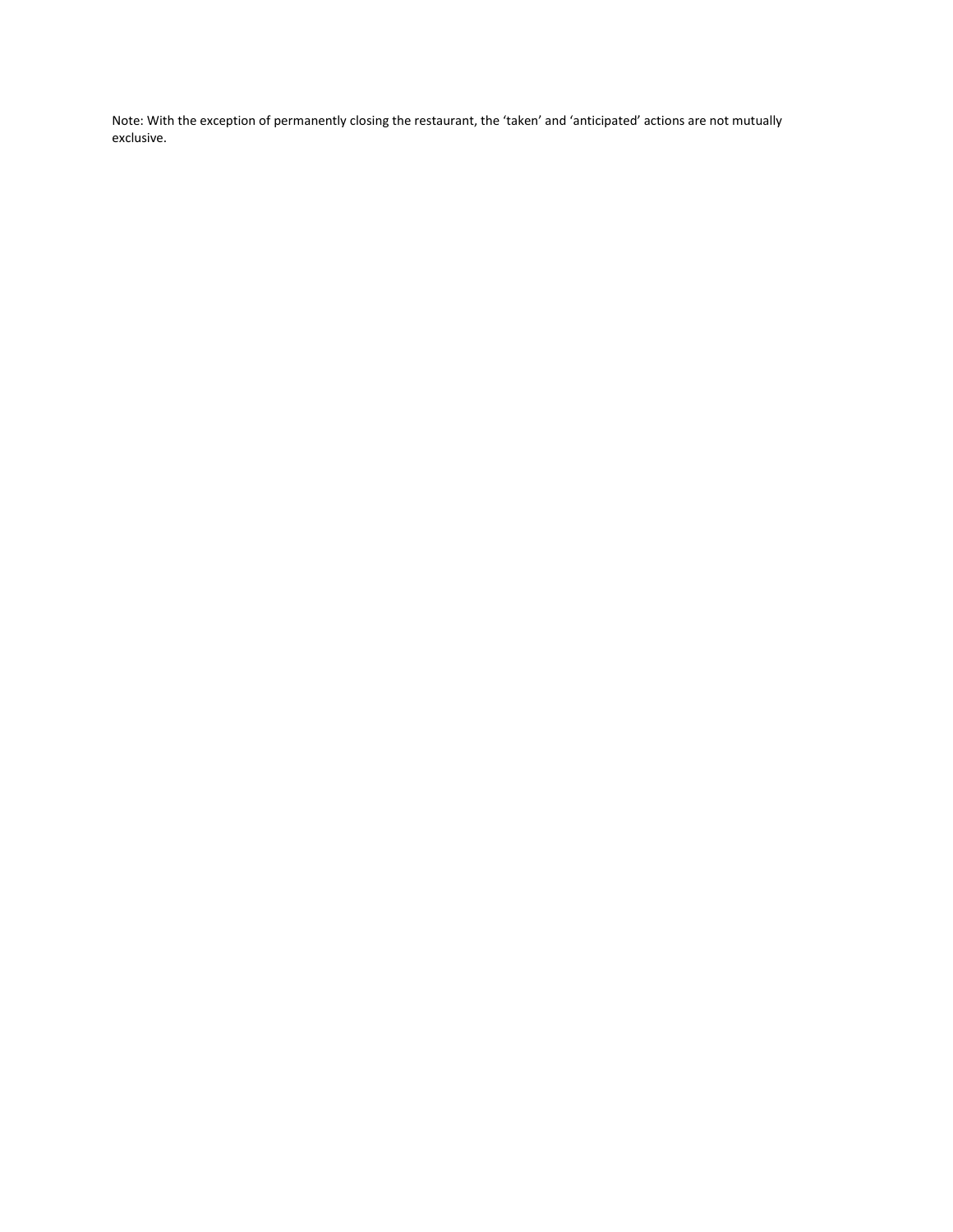Note: With the exception of permanently closing the restaurant, the 'taken' and 'anticipated' actions are not mutually exclusive.